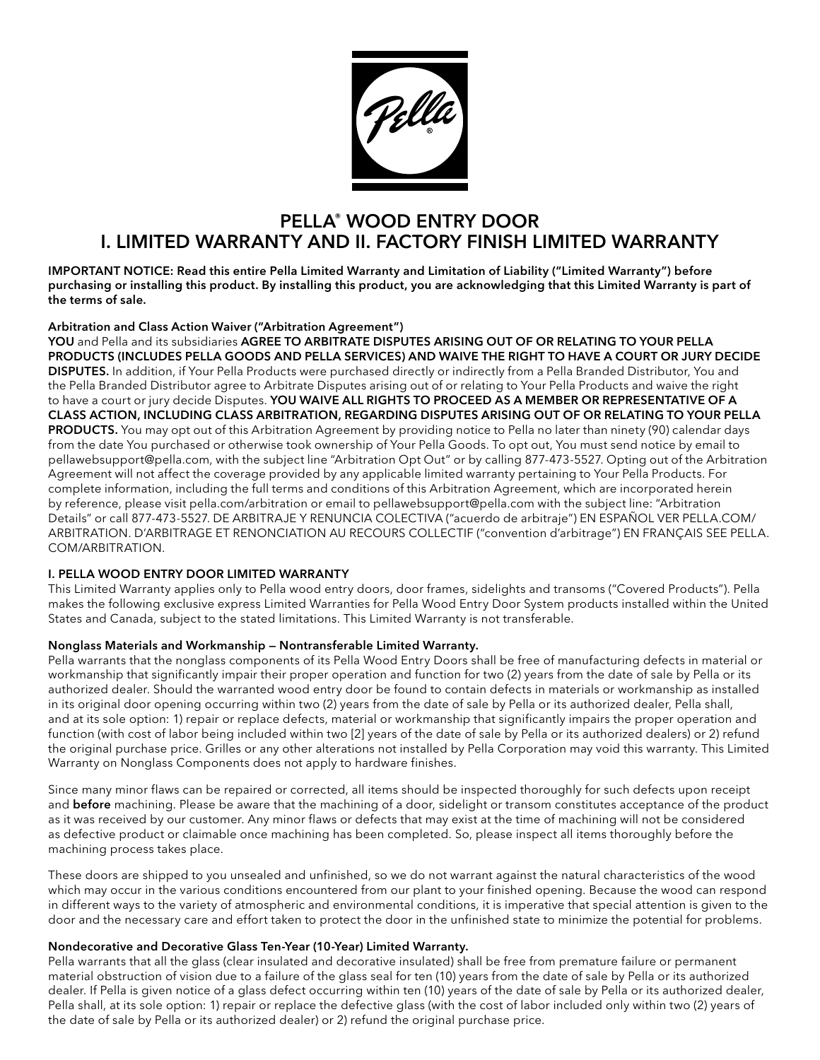# PELLA® WOOD ENTRY DOOR
# I. LIMITED WARRANTY AND II. FACTORY FINISH LIMITED WARRANTY

**IMPORTANT NOTICE: Read this entire Pella Limited Warranty and Limitation of Liability ("Limited Warranty") before purchasing or installing this product. By installing this product, you are acknowledging that this Limited Warranty is part of the terms of sale.**

**Arbitration and Class Action Waiver ("Arbitration Agreement")**

**YOU** and Pella and its subsidiaries **AGREE TO ARBITRATE DISPUTES ARISING OUT OF OR RELATING TO YOUR PELLA PRODUCTS (INCLUDES PELLA GOODS AND PELLA SERVICES) AND WAIVE THE RIGHT TO HAVE A COURT OR JURY DECIDE DISPUTES.** In addition, if Your Pella Products were purchased directly or indirectly from a Pella Branded Distributor, You and the Pella Branded Distributor agree to Arbitrate Disputes arising out of or relating to Your Pella Products and waive the right to have a court or jury decide Disputes. **YOU WAIVE ALL RIGHTS TO PROCEED AS A MEMBER OR REPRESENTATIVE OF A CLASS ACTION, INCLUDING CLASS ARBITRATION, REGARDING DISPUTES ARISING OUT OF OR RELATING TO YOUR PELLA PRODUCTS.** You may opt out of this Arbitration Agreement by providing notice to Pella no later than ninety (90) calendar days from the date You purchased or otherwise took ownership of Your Pella Goods. To opt out, You must send notice by email to pellawebsupport@pella.com, with the subject line "Arbitration Opt Out" or by calling 877-473-5527. Opting out of the Arbitration Agreement will not affect the coverage provided by any applicable limited warranty pertaining to Your Pella Products. For complete information, including the full terms and conditions of this Arbitration Agreement, which are incorporated herein by reference, please visit pella.com/arbitration or email to pellawebsupport@pella.com with the subject line: "Arbitration Details" or call 877-473-5527. DE ARBITRAJE Y RENUNCIA COLECTIVA ("acuerdo de arbitraje") EN ESPAÑOL VER PELLA.COM/ARBITRATION. D'ARBITRAGE ET RENONCIATION AU RECOURS COLLECTIF ("convention d'arbitrage") EN FRANÇAIS SEE PELLA.COM/ARBITRATION.

## I. PELLA WOOD ENTRY DOOR LIMITED WARRANTY

This Limited Warranty applies only to Pella wood entry doors, door frames, sidelights and transoms ("Covered Products"). Pella makes the following exclusive express Limited Warranties for Pella Wood Entry Door System products installed within the United States and Canada, subject to the stated limitations. This Limited Warranty is not transferable.

### Nonglass Materials and Workmanship — Nontransferable Limited Warranty.

Pella warrants that the nonglass components of its Pella Wood Entry Doors shall be free of manufacturing defects in material or workmanship that significantly impair their proper operation and function for two (2) years from the date of sale by Pella or its authorized dealer. Should the warranted wood entry door be found to contain defects in materials or workmanship as installed in its original door opening occurring within two (2) years from the date of sale by Pella or its authorized dealer, Pella shall, and at its sole option: 1) repair or replace defects, material or workmanship that significantly impairs the proper operation and function (with cost of labor being included within two [2] years of the date of sale by Pella or its authorized dealers) or 2) refund the original purchase price. Grilles or any other alterations not installed by Pella Corporation may void this warranty. This Limited Warranty on Nonglass Components does not apply to hardware finishes.

Since many minor flaws can be repaired or corrected, all items should be inspected thoroughly for such defects upon receipt and **before** machining. Please be aware that the machining of a door, sidelight or transom constitutes acceptance of the product as it was received by our customer. Any minor flaws or defects that may exist at the time of machining will not be considered as defective product or claimable once machining has been completed. So, please inspect all items thoroughly before the machining process takes place.

These doors are shipped to you unsealed and unfinished, so we do not warrant against the natural characteristics of the wood which may occur in the various conditions encountered from our plant to your finished opening. Because the wood can respond in different ways to the variety of atmospheric and environmental conditions, it is imperative that special attention is given to the door and the necessary care and effort taken to protect the door in the unfinished state to minimize the potential for problems.

### Nondecorative and Decorative Glass Ten-Year (10-Year) Limited Warranty.

Pella warrants that all the glass (clear insulated and decorative insulated) shall be free from premature failure or permanent material obstruction of vision due to a failure of the glass seal for ten (10) years from the date of sale by Pella or its authorized dealer. If Pella is given notice of a glass defect occurring within ten (10) years of the date of sale by Pella or its authorized dealer, Pella shall, at its sole option: 1) repair or replace the defective glass (with the cost of labor included only within two (2) years of the date of sale by Pella or its authorized dealer) or 2) refund the original purchase price.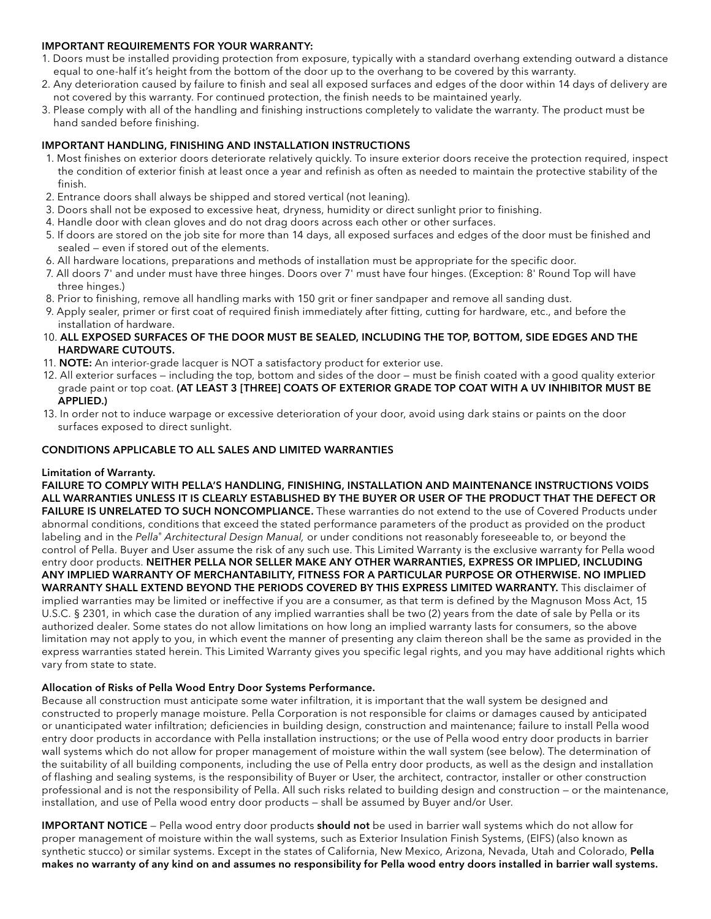**IMPORTANT REQUIREMENTS FOR YOUR WARRANTY:**

1. Doors must be installed providing protection from exposure, typically with a standard overhang extending outward a distance equal to one-half it's height from the bottom of the door up to the overhang to be covered by this warranty.
2. Any deterioration caused by failure to finish and seal all exposed surfaces and edges of the door within 14 days of delivery are not covered by this warranty. For continued protection, the finish needs to be maintained yearly.
3. Please comply with all of the handling and finishing instructions completely to validate the warranty. The product must be hand sanded before finishing.

**IMPORTANT HANDLING, FINISHING AND INSTALLATION INSTRUCTIONS**

1. Most finishes on exterior doors deteriorate relatively quickly. To insure exterior doors receive the protection required, inspect the condition of exterior finish at least once a year and refinish as often as needed to maintain the protective stability of the finish.
2. Entrance doors shall always be shipped and stored vertical (not leaning).
3. Doors shall not be exposed to excessive heat, dryness, humidity or direct sunlight prior to finishing.
4. Handle door with clean gloves and do not drag doors across each other or other surfaces.
5. If doors are stored on the job site for more than 14 days, all exposed surfaces and edges of the door must be finished and sealed — even if stored out of the elements.
6. All hardware locations, preparations and methods of installation must be appropriate for the specific door.
7. All doors 7' and under must have three hinges. Doors over 7' must have four hinges. (Exception: 8' Round Top will have three hinges.)
8. Prior to finishing, remove all handling marks with 150 grit or finer sandpaper and remove all sanding dust.
9. Apply sealer, primer or first coat of required finish immediately after fitting, cutting for hardware, etc., and before the installation of hardware.
10. **ALL EXPOSED SURFACES OF THE DOOR MUST BE SEALED, INCLUDING THE TOP, BOTTOM, SIDE EDGES AND THE HARDWARE CUTOUTS.**
11. **NOTE:** An interior-grade lacquer is NOT a satisfactory product for exterior use.
12. All exterior surfaces — including the top, bottom and sides of the door — must be finish coated with a good quality exterior grade paint or top coat. **(AT LEAST 3 [THREE] COATS OF EXTERIOR GRADE TOP COAT WITH A UV INHIBITOR MUST BE APPLIED.)**
13. In order not to induce warpage or excessive deterioration of your door, avoid using dark stains or paints on the door surfaces exposed to direct sunlight.

**CONDITIONS APPLICABLE TO ALL SALES AND LIMITED WARRANTIES**

**Limitation of Warranty.**

**FAILURE TO COMPLY WITH PELLA'S HANDLING, FINISHING, INSTALLATION AND MAINTENANCE INSTRUCTIONS VOIDS ALL WARRANTIES UNLESS IT IS CLEARLY ESTABLISHED BY THE BUYER OR USER OF THE PRODUCT THAT THE DEFECT OR FAILURE IS UNRELATED TO SUCH NONCOMPLIANCE.** These warranties do not extend to the use of Covered Products under abnormal conditions, conditions that exceed the stated performance parameters of the product as provided on the product labeling and in the *Pella® Architectural Design Manual,* or under conditions not reasonably foreseeable to, or beyond the control of Pella. Buyer and User assume the risk of any such use. This Limited Warranty is the exclusive warranty for Pella wood entry door products. **NEITHER PELLA NOR SELLER MAKE ANY OTHER WARRANTIES, EXPRESS OR IMPLIED, INCLUDING ANY IMPLIED WARRANTY OF MERCHANTABILITY, FITNESS FOR A PARTICULAR PURPOSE OR OTHERWISE. NO IMPLIED WARRANTY SHALL EXTEND BEYOND THE PERIODS COVERED BY THIS EXPRESS LIMITED WARRANTY.** This disclaimer of implied warranties may be limited or ineffective if you are a consumer, as that term is defined by the Magnuson Moss Act, 15 U.S.C. § 2301, in which case the duration of any implied warranties shall be two (2) years from the date of sale by Pella or its authorized dealer. Some states do not allow limitations on how long an implied warranty lasts for consumers, so the above limitation may not apply to you, in which event the manner of presenting any claim thereon shall be the same as provided in the express warranties stated herein. This Limited Warranty gives you specific legal rights, and you may have additional rights which vary from state to state.

**Allocation of Risks of Pella Wood Entry Door Systems Performance.**

Because all construction must anticipate some water infiltration, it is important that the wall system be designed and constructed to properly manage moisture. Pella Corporation is not responsible for claims or damages caused by anticipated or unanticipated water infiltration; deficiencies in building design, construction and maintenance; failure to install Pella wood entry door products in accordance with Pella installation instructions; or the use of Pella wood entry door products in barrier wall systems which do not allow for proper management of moisture within the wall system (see below). The determination of the suitability of all building components, including the use of Pella entry door products, as well as the design and installation of flashing and sealing systems, is the responsibility of Buyer or User, the architect, contractor, installer or other construction professional and is not the responsibility of Pella. All such risks related to building design and construction — or the maintenance, installation, and use of Pella wood entry door products — shall be assumed by Buyer and/or User.

**IMPORTANT NOTICE** — Pella wood entry door products **should not** be used in barrier wall systems which do not allow for proper management of moisture within the wall systems, such as Exterior Insulation Finish Systems, (EIFS) (also known as synthetic stucco) or similar systems. Except in the states of California, New Mexico, Arizona, Nevada, Utah and Colorado, **Pella makes no warranty of any kind on and assumes no responsibility for Pella wood entry doors installed in barrier wall systems.**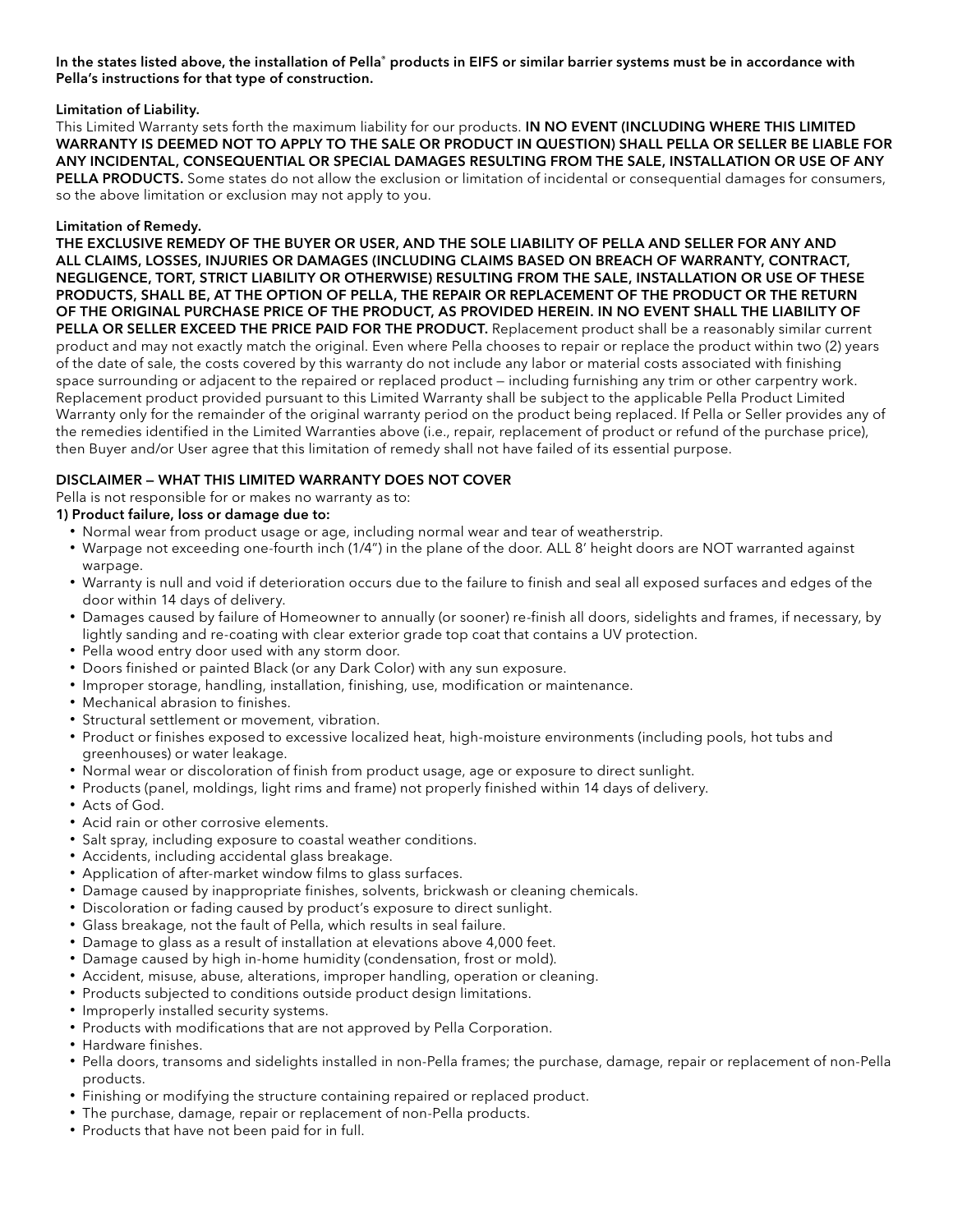**In the states listed above, the installation of Pella® products in EIFS or similar barrier systems must be in accordance with Pella's instructions for that type of construction.**

**Limitation of Liability.**

This Limited Warranty sets forth the maximum liability for our products. **IN NO EVENT (INCLUDING WHERE THIS LIMITED WARRANTY IS DEEMED NOT TO APPLY TO THE SALE OR PRODUCT IN QUESTION) SHALL PELLA OR SELLER BE LIABLE FOR ANY INCIDENTAL, CONSEQUENTIAL OR SPECIAL DAMAGES RESULTING FROM THE SALE, INSTALLATION OR USE OF ANY PELLA PRODUCTS.** Some states do not allow the exclusion or limitation of incidental or consequential damages for consumers, so the above limitation or exclusion may not apply to you.

**Limitation of Remedy.**

**THE EXCLUSIVE REMEDY OF THE BUYER OR USER, AND THE SOLE LIABILITY OF PELLA AND SELLER FOR ANY AND ALL CLAIMS, LOSSES, INJURIES OR DAMAGES (INCLUDING CLAIMS BASED ON BREACH OF WARRANTY, CONTRACT, NEGLIGENCE, TORT, STRICT LIABILITY OR OTHERWISE) RESULTING FROM THE SALE, INSTALLATION OR USE OF THESE PRODUCTS, SHALL BE, AT THE OPTION OF PELLA, THE REPAIR OR REPLACEMENT OF THE PRODUCT OR THE RETURN OF THE ORIGINAL PURCHASE PRICE OF THE PRODUCT, AS PROVIDED HEREIN. IN NO EVENT SHALL THE LIABILITY OF PELLA OR SELLER EXCEED THE PRICE PAID FOR THE PRODUCT.** Replacement product shall be a reasonably similar current product and may not exactly match the original. Even where Pella chooses to repair or replace the product within two (2) years of the date of sale, the costs covered by this warranty do not include any labor or material costs associated with finishing space surrounding or adjacent to the repaired or replaced product — including furnishing any trim or other carpentry work. Replacement product provided pursuant to this Limited Warranty shall be subject to the applicable Pella Product Limited Warranty only for the remainder of the original warranty period on the product being replaced. If Pella or Seller provides any of the remedies identified in the Limited Warranties above (i.e., repair, replacement of product or refund of the purchase price), then Buyer and/or User agree that this limitation of remedy shall not have failed of its essential purpose.

**DISCLAIMER — WHAT THIS LIMITED WARRANTY DOES NOT COVER**

Pella is not responsible for or makes no warranty as to:

**1) Product failure, loss or damage due to:**

- Normal wear from product usage or age, including normal wear and tear of weatherstrip.
- Warpage not exceeding one-fourth inch (1/4") in the plane of the door. ALL 8' height doors are NOT warranted against warpage.
- Warranty is null and void if deterioration occurs due to the failure to finish and seal all exposed surfaces and edges of the door within 14 days of delivery.
- Damages caused by failure of Homeowner to annually (or sooner) re-finish all doors, sidelights and frames, if necessary, by lightly sanding and re-coating with clear exterior grade top coat that contains a UV protection.
- Pella wood entry door used with any storm door.
- Doors finished or painted Black (or any Dark Color) with any sun exposure.
- Improper storage, handling, installation, finishing, use, modification or maintenance.
- Mechanical abrasion to finishes.
- Structural settlement or movement, vibration.
- Product or finishes exposed to excessive localized heat, high-moisture environments (including pools, hot tubs and greenhouses) or water leakage.
- Normal wear or discoloration of finish from product usage, age or exposure to direct sunlight.
- Products (panel, moldings, light rims and frame) not properly finished within 14 days of delivery.
- Acts of God.
- Acid rain or other corrosive elements.
- Salt spray, including exposure to coastal weather conditions.
- Accidents, including accidental glass breakage.
- Application of after-market window films to glass surfaces.
- Damage caused by inappropriate finishes, solvents, brickwash or cleaning chemicals.
- Discoloration or fading caused by product's exposure to direct sunlight.
- Glass breakage, not the fault of Pella, which results in seal failure.
- Damage to glass as a result of installation at elevations above 4,000 feet.
- Damage caused by high in-home humidity (condensation, frost or mold).
- Accident, misuse, abuse, alterations, improper handling, operation or cleaning.
- Products subjected to conditions outside product design limitations.
- Improperly installed security systems.
- Products with modifications that are not approved by Pella Corporation.
- Hardware finishes.
- Pella doors, transoms and sidelights installed in non-Pella frames; the purchase, damage, repair or replacement of non-Pella products.
- Finishing or modifying the structure containing repaired or replaced product.
- The purchase, damage, repair or replacement of non-Pella products.
- Products that have not been paid for in full.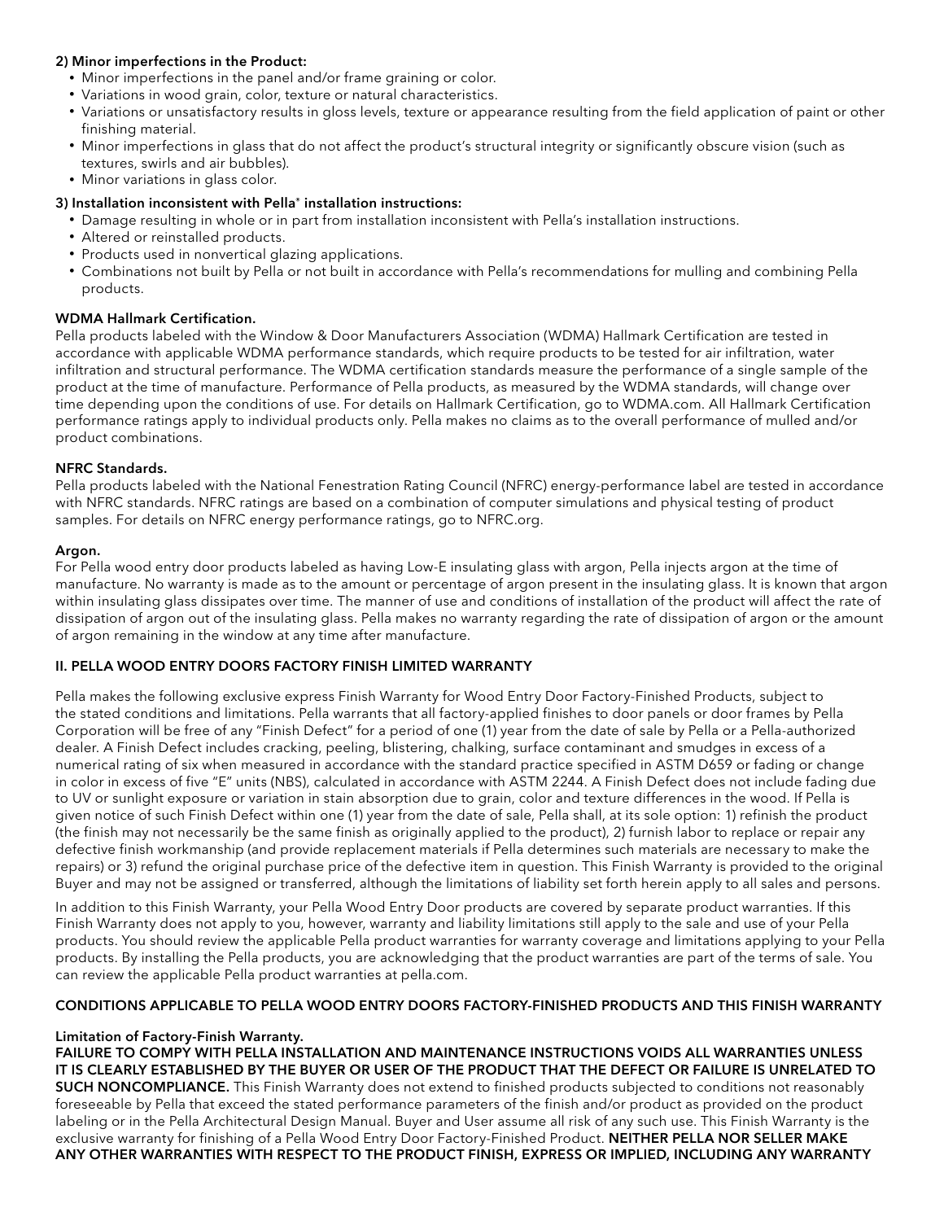**2) Minor imperfections in the Product:**

- Minor imperfections in the panel and/or frame graining or color.
- Variations in wood grain, color, texture or natural characteristics.
- Variations or unsatisfactory results in gloss levels, texture or appearance resulting from the field application of paint or other finishing material.
- Minor imperfections in glass that do not affect the product's structural integrity or significantly obscure vision (such as textures, swirls and air bubbles).
- Minor variations in glass color.

**3) Installation inconsistent with Pella® installation instructions:**

- Damage resulting in whole or in part from installation inconsistent with Pella's installation instructions.
- Altered or reinstalled products.
- Products used in nonvertical glazing applications.
- Combinations not built by Pella or not built in accordance with Pella's recommendations for mulling and combining Pella products.

**WDMA Hallmark Certification.**

Pella products labeled with the Window & Door Manufacturers Association (WDMA) Hallmark Certification are tested in accordance with applicable WDMA performance standards, which require products to be tested for air infiltration, water infiltration and structural performance. The WDMA certification standards measure the performance of a single sample of the product at the time of manufacture. Performance of Pella products, as measured by the WDMA standards, will change over time depending upon the conditions of use. For details on Hallmark Certification, go to WDMA.com. All Hallmark Certification performance ratings apply to individual products only. Pella makes no claims as to the overall performance of mulled and/or product combinations.

**NFRC Standards.**

Pella products labeled with the National Fenestration Rating Council (NFRC) energy-performance label are tested in accordance with NFRC standards. NFRC ratings are based on a combination of computer simulations and physical testing of product samples. For details on NFRC energy performance ratings, go to NFRC.org.

**Argon.**

For Pella wood entry door products labeled as having Low-E insulating glass with argon, Pella injects argon at the time of manufacture. No warranty is made as to the amount or percentage of argon present in the insulating glass. It is known that argon within insulating glass dissipates over time. The manner of use and conditions of installation of the product will affect the rate of dissipation of argon out of the insulating glass. Pella makes no warranty regarding the rate of dissipation of argon or the amount of argon remaining in the window at any time after manufacture.

## II. PELLA WOOD ENTRY DOORS FACTORY FINISH LIMITED WARRANTY

Pella makes the following exclusive express Finish Warranty for Wood Entry Door Factory-Finished Products, subject to the stated conditions and limitations. Pella warrants that all factory-applied finishes to door panels or door frames by Pella Corporation will be free of any "Finish Defect" for a period of one (1) year from the date of sale by Pella or a Pella-authorized dealer. A Finish Defect includes cracking, peeling, blistering, chalking, surface contaminant and smudges in excess of a numerical rating of six when measured in accordance with the standard practice specified in ASTM D659 or fading or change in color in excess of five "E" units (NBS), calculated in accordance with ASTM 2244. A Finish Defect does not include fading due to UV or sunlight exposure or variation in stain absorption due to grain, color and texture differences in the wood. If Pella is given notice of such Finish Defect within one (1) year from the date of sale, Pella shall, at its sole option: 1) refinish the product (the finish may not necessarily be the same finish as originally applied to the product), 2) furnish labor to replace or repair any defective finish workmanship (and provide replacement materials if Pella determines such materials are necessary to make the repairs) or 3) refund the original purchase price of the defective item in question. This Finish Warranty is provided to the original Buyer and may not be assigned or transferred, although the limitations of liability set forth herein apply to all sales and persons.

In addition to this Finish Warranty, your Pella Wood Entry Door products are covered by separate product warranties. If this Finish Warranty does not apply to you, however, warranty and liability limitations still apply to the sale and use of your Pella products. You should review the applicable Pella product warranties for warranty coverage and limitations applying to your Pella products. By installing the Pella products, you are acknowledging that the product warranties are part of the terms of sale. You can review the applicable Pella product warranties at pella.com.

### CONDITIONS APPLICABLE TO PELLA WOOD ENTRY DOORS FACTORY-FINISHED PRODUCTS AND THIS FINISH WARRANTY

**Limitation of Factory-Finish Warranty.**

**FAILURE TO COMPLY WITH PELLA INSTALLATION AND MAINTENANCE INSTRUCTIONS VOIDS ALL WARRANTIES UNLESS IT IS CLEARLY ESTABLISHED BY THE BUYER OR USER OF THE PRODUCT THAT THE DEFECT OR FAILURE IS UNRELATED TO SUCH NONCOMPLIANCE.** This Finish Warranty does not extend to finished products subjected to conditions not reasonably foreseeable by Pella that exceed the stated performance parameters of the finish and/or product as provided on the product labeling or in the Pella Architectural Design Manual. Buyer and User assume all risk of any such use. This Finish Warranty is the exclusive warranty for finishing of a Pella Wood Entry Door Factory-Finished Product. **NEITHER PELLA NOR SELLER MAKE ANY OTHER WARRANTIES WITH RESPECT TO THE PRODUCT FINISH, EXPRESS OR IMPLIED, INCLUDING ANY WARRANTY**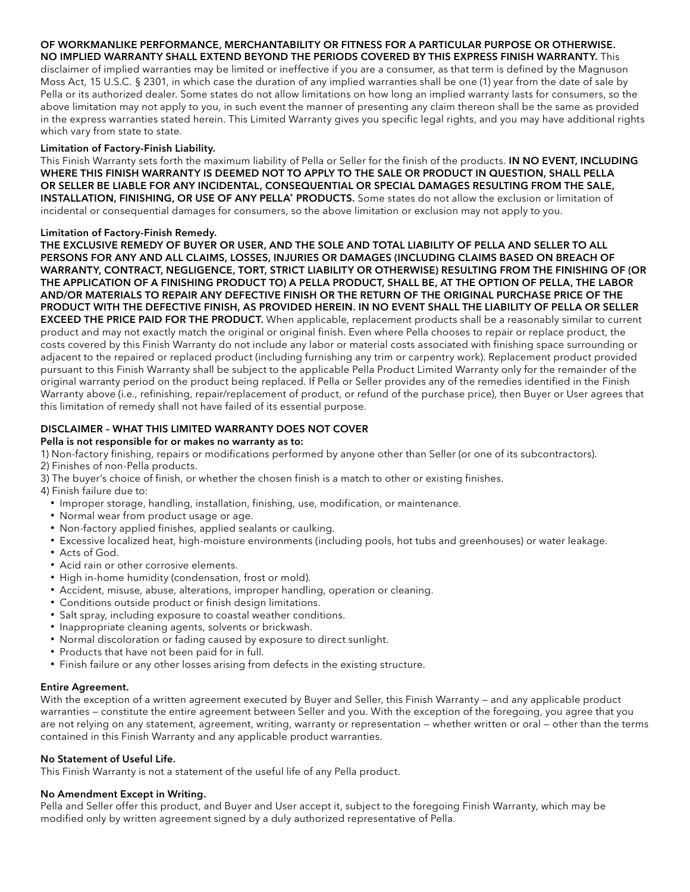**OF WORKMANLIKE PERFORMANCE, MERCHANTABILITY OR FITNESS FOR A PARTICULAR PURPOSE OR OTHERWISE. NO IMPLIED WARRANTY SHALL EXTEND BEYOND THE PERIODS COVERED BY THIS EXPRESS FINISH WARRANTY.** This disclaimer of implied warranties may be limited or ineffective if you are a consumer, as that term is defined by the Magnuson Moss Act, 15 U.S.C. § 2301, in which case the duration of any implied warranties shall be one (1) year from the date of sale by Pella or its authorized dealer. Some states do not allow limitations on how long an implied warranty lasts for consumers, so the above limitation may not apply to you, in such event the manner of presenting any claim thereon shall be the same as provided in the express warranties stated herein. This Limited Warranty gives you specific legal rights, and you may have additional rights which vary from state to state.

**Limitation of Factory-Finish Liability.**

This Finish Warranty sets forth the maximum liability of Pella or Seller for the finish of the products. **IN NO EVENT, INCLUDING WHERE THIS FINISH WARRANTY IS DEEMED NOT TO APPLY TO THE SALE OR PRODUCT IN QUESTION, SHALL PELLA OR SELLER BE LIABLE FOR ANY INCIDENTAL, CONSEQUENTIAL OR SPECIAL DAMAGES RESULTING FROM THE SALE, INSTALLATION, FINISHING, OR USE OF ANY PELLA® PRODUCTS.** Some states do not allow the exclusion or limitation of incidental or consequential damages for consumers, so the above limitation or exclusion may not apply to you.

**Limitation of Factory-Finish Remedy.**

**THE EXCLUSIVE REMEDY OF BUYER OR USER, AND THE SOLE AND TOTAL LIABILITY OF PELLA AND SELLER TO ALL PERSONS FOR ANY AND ALL CLAIMS, LOSSES, INJURIES OR DAMAGES (INCLUDING CLAIMS BASED ON BREACH OF WARRANTY, CONTRACT, NEGLIGENCE, TORT, STRICT LIABILITY OR OTHERWISE) RESULTING FROM THE FINISHING OF (OR THE APPLICATION OF A FINISHING PRODUCT TO) A PELLA PRODUCT, SHALL BE, AT THE OPTION OF PELLA, THE LABOR AND/OR MATERIALS TO REPAIR ANY DEFECTIVE FINISH OR THE RETURN OF THE ORIGINAL PURCHASE PRICE OF THE PRODUCT WITH THE DEFECTIVE FINISH, AS PROVIDED HEREIN. IN NO EVENT SHALL THE LIABILITY OF PELLA OR SELLER EXCEED THE PRICE PAID FOR THE PRODUCT.** When applicable, replacement products shall be a reasonably similar to current product and may not exactly match the original or original finish. Even where Pella chooses to repair or replace product, the costs covered by this Finish Warranty do not include any labor or material costs associated with finishing space surrounding or adjacent to the repaired or replaced product (including furnishing any trim or carpentry work). Replacement product provided pursuant to this Finish Warranty shall be subject to the applicable Pella Product Limited Warranty only for the remainder of the original warranty period on the product being replaced. If Pella or Seller provides any of the remedies identified in the Finish Warranty above (i.e., refinishing, repair/replacement of product, or refund of the purchase price), then Buyer or User agrees that this limitation of remedy shall not have failed of its essential purpose.

**DISCLAIMER – WHAT THIS LIMITED WARRANTY DOES NOT COVER**

**Pella is not responsible for or makes no warranty as to:**

1) Non-factory finishing, repairs or modifications performed by anyone other than Seller (or one of its subcontractors).
2) Finishes of non-Pella products.
3) The buyer's choice of finish, or whether the chosen finish is a match to other or existing finishes.
4) Finish failure due to:
   - Improper storage, handling, installation, finishing, use, modification, or maintenance.
   - Normal wear from product usage or age.
   - Non-factory applied finishes, applied sealants or caulking.
   - Excessive localized heat, high-moisture environments (including pools, hot tubs and greenhouses) or water leakage.
   - Acts of God.
   - Acid rain or other corrosive elements.
   - High in-home humidity (condensation, frost or mold).
   - Accident, misuse, abuse, alterations, improper handling, operation or cleaning.
   - Conditions outside product or finish design limitations.
   - Salt spray, including exposure to coastal weather conditions.
   - Inappropriate cleaning agents, solvents or brickwash.
   - Normal discoloration or fading caused by exposure to direct sunlight.
   - Products that have not been paid for in full.
   - Finish failure or any other losses arising from defects in the existing structure.

**Entire Agreement.**

With the exception of a written agreement executed by Buyer and Seller, this Finish Warranty — and any applicable product warranties — constitute the entire agreement between Seller and you. With the exception of the foregoing, you agree that you are not relying on any statement, agreement, writing, warranty or representation — whether written or oral — other than the terms contained in this Finish Warranty and any applicable product warranties.

**No Statement of Useful Life.**

This Finish Warranty is not a statement of the useful life of any Pella product.

**No Amendment Except in Writing.**

Pella and Seller offer this product, and Buyer and User accept it, subject to the foregoing Finish Warranty, which may be modified only by written agreement signed by a duly authorized representative of Pella.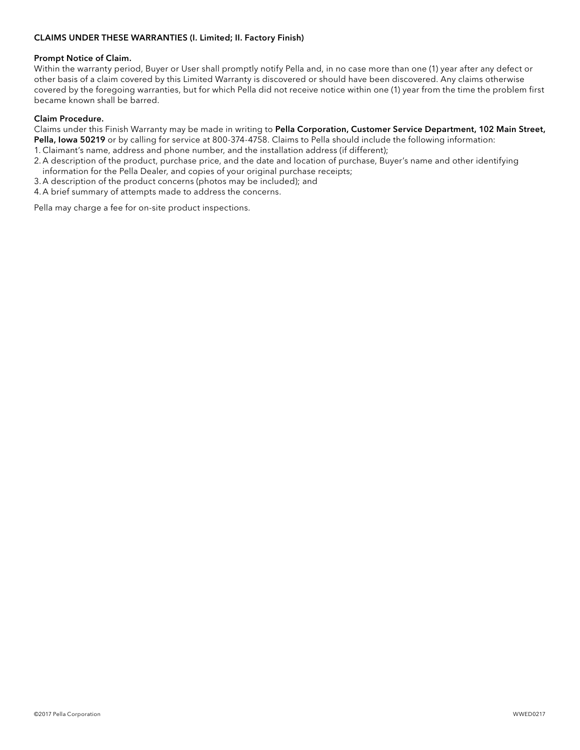## CLAIMS UNDER THESE WARRANTIES (I. Limited; II. Factory Finish)

### Prompt Notice of Claim.

Within the warranty period, Buyer or User shall promptly notify Pella and, in no case more than one (1) year after any defect or other basis of a claim covered by this Limited Warranty is discovered or should have been discovered. Any claims otherwise covered by the foregoing warranties, but for which Pella did not receive notice within one (1) year from the time the problem first became known shall be barred.

### Claim Procedure.

Claims under this Finish Warranty may be made in writing to **Pella Corporation, Customer Service Department, 102 Main Street, Pella, Iowa 50219** or by calling for service at 800-374-4758. Claims to Pella should include the following information:

1. Claimant's name, address and phone number, and the installation address (if different);
2. A description of the product, purchase price, and the date and location of purchase, Buyer's name and other identifying information for the Pella Dealer, and copies of your original purchase receipts;
3. A description of the product concerns (photos may be included); and
4. A brief summary of attempts made to address the concerns.

Pella may charge a fee for on-site product inspections.

©2017 Pella Corporation WWED0217